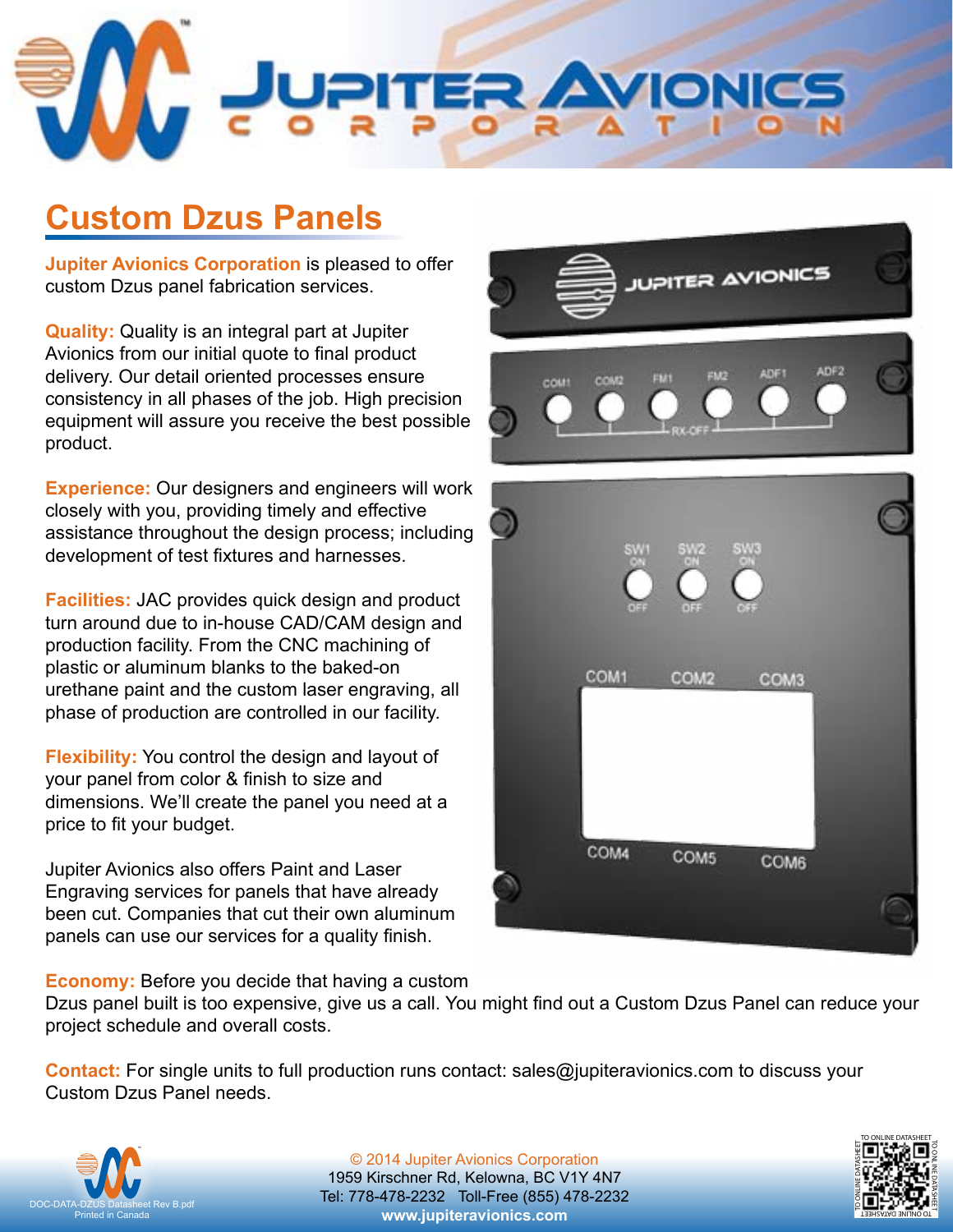# Custom Dzus Panels

**Jupiter Avionics Corporation** is pleased to offer custom Dzus panel fabrication services.

**Quality:** Quality is an integral part at Jupiter Avionics from our initial quote to final product delivery. Our detail oriented processes ensure consistency in all phases of the job. High precision equipment will assure you receive the best possible product.

**Experience:** Our designers and engineers will work closely with you, providing timely and effective assistance throughout the design process; including development of test fixtures and harnesses.

**Facilities:** JAC provides quick design and product turn around due to in-house CAD/CAM design and production facility. From the CNC machining of plastic or aluminum blanks to the baked-on urethane paint and the custom laser engraving, all phase of production are controlled in our facility.

**Flexibility:** You control the design and layout of your panel from color & finish to size and dimensions. We'll create the panel you need at a price to fit your budget.

Jupiter Avionics also offers Paint and Laser Engraving services for panels that have already been cut. Companies that cut their own aluminum panels can use our services for a quality finish.

**Economy:** Before you decide that having a custom Dzus panel built is too expensive, give us a call. You might find out a Custom Dzus Panel can reduce your project schedule and overall costs.

**Contact:** For single units to full production runs contact: sales@jupiteravionics.com to discuss your Custom Dzus Panel needs.

DOC-DATA-DZUS Datasheet Rev B.pdf
Printed in Canada

© 2014 Jupiter Avionics Corporation
1959 Kirschner Rd, Kelowna, BC V1Y 4N7
Tel: 778-478-2232 Toll-Free (855) 478-2232
**www.jupiteravionics.com**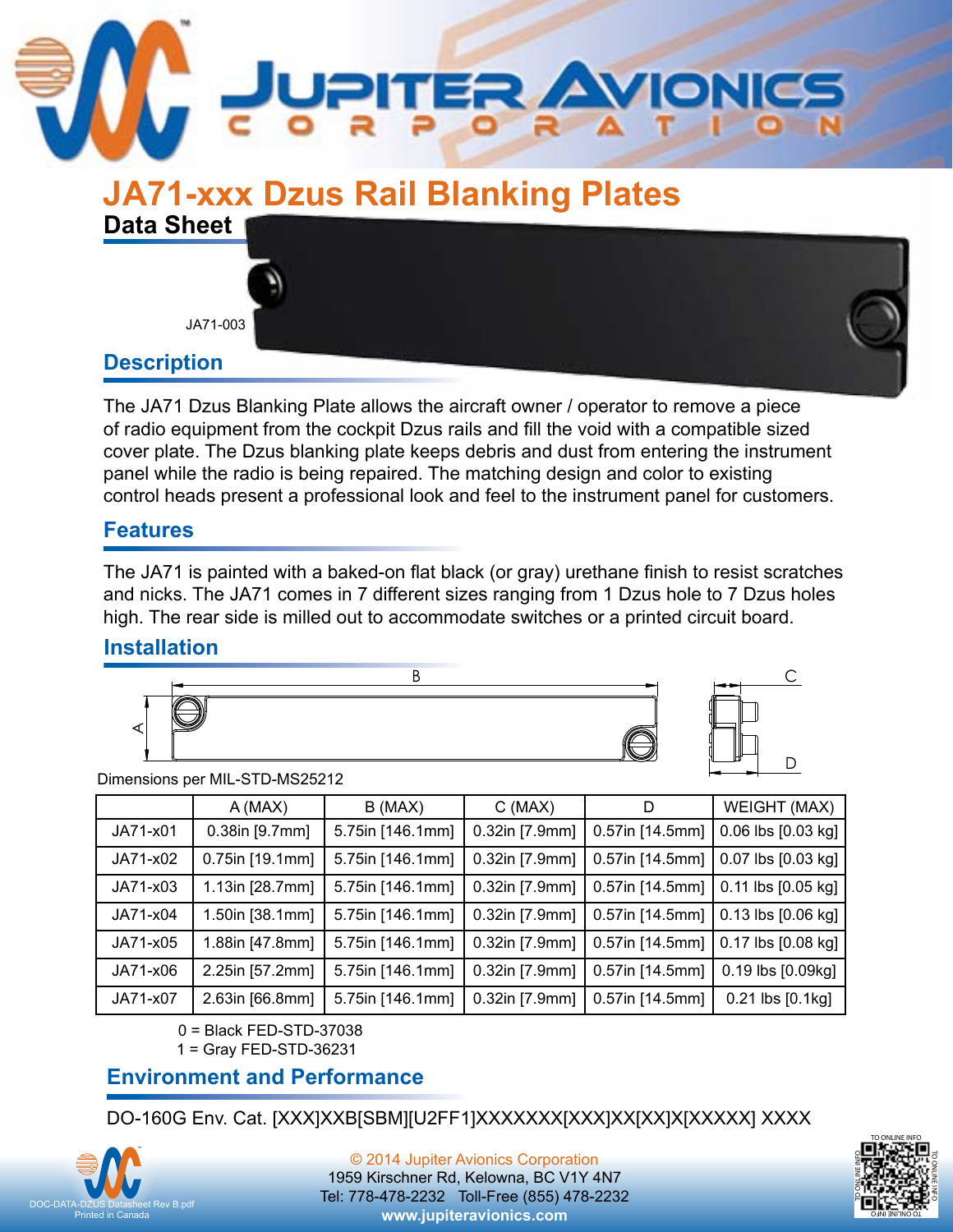# JA71-xxx Dzus Rail Blanking Plates

**Data Sheet**

JA71-003

## Description

The JA71 Dzus Blanking Plate allows the aircraft owner / operator to remove a piece of radio equipment from the cockpit Dzus rails and fill the void with a compatible sized cover plate. The Dzus blanking plate keeps debris and dust from entering the instrument panel while the radio is being repaired. The matching design and color to existing control heads present a professional look and feel to the instrument panel for customers.

## Features

The JA71 is painted with a baked-on flat black (or gray) urethane finish to resist scratches and nicks. The JA71 comes in 7 different sizes ranging from 1 Dzus hole to 7 Dzus holes high. The rear side is milled out to accommodate switches or a printed circuit board.

## Installation

B

A

C

D

Dimensions per MIL-STD-MS25212

| | A (MAX) | B (MAX) | C (MAX) | D | WEIGHT (MAX) |
|---|---|---|---|---|---|
| JA71-x01 | 0.38in [9.7mm] | 5.75in [146.1mm] | 0.32in [7.9mm] | 0.57in [14.5mm] | 0.06 lbs [0.03 kg] |
| JA71-x02 | 0.75in [19.1mm] | 5.75in [146.1mm] | 0.32in [7.9mm] | 0.57in [14.5mm] | 0.07 lbs [0.03 kg] |
| JA71-x03 | 1.13in [28.7mm] | 5.75in [146.1mm] | 0.32in [7.9mm] | 0.57in [14.5mm] | 0.11 lbs [0.05 kg] |
| JA71-x04 | 1.50in [38.1mm] | 5.75in [146.1mm] | 0.32in [7.9mm] | 0.57in [14.5mm] | 0.13 lbs [0.06 kg] |
| JA71-x05 | 1.88in [47.8mm] | 5.75in [146.1mm] | 0.32in [7.9mm] | 0.57in [14.5mm] | 0.17 lbs [0.08 kg] |
| JA71-x06 | 2.25in [57.2mm] | 5.75in [146.1mm] | 0.32in [7.9mm] | 0.57in [14.5mm] | 0.19 lbs [0.09kg] |
| JA71-x07 | 2.63in [66.8mm] | 5.75in [146.1mm] | 0.32in [7.9mm] | 0.57in [14.5mm] | 0.21 lbs [0.1kg] |

0 = Black FED-STD-37038
1 = Gray FED-STD-36231

## Environment and Performance

DO-160G Env. Cat. [XXX]XXB[SBM][U2FF1]XXXXXXX[XXX]XX[XX]X[XXXXX] XXXX

© 2014 Jupiter Avionics Corporation
1959 Kirschner Rd, Kelowna, BC V1Y 4N7
Tel: 778-478-2232 Toll-Free (855) 478-2232
**www.jupiteravionics.com**

DOC-DATA-DZUS Datasheet Rev B.pdf
Printed in Canada